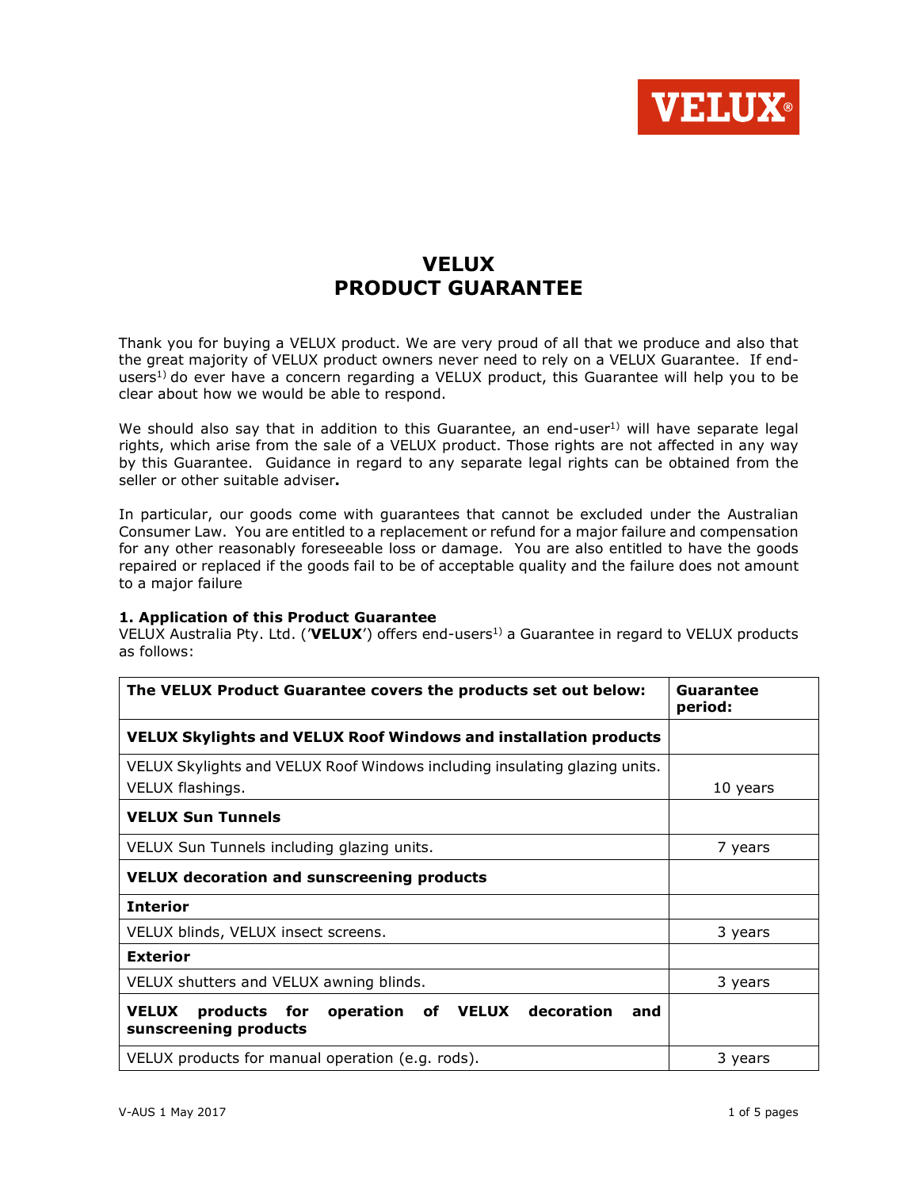# VELUX PRODUCT GUARANTEE

Thank you for buying a VELUX product. We are very proud of all that we produce and also that the great majority of VELUX product owners never need to rely on a VELUX Guarantee. If end-users[1)] do ever have a concern regarding a VELUX product, this Guarantee will help you to be clear about how we would be able to respond.

We should also say that in addition to this Guarantee, an end-user[1)] will have separate legal rights, which arise from the sale of a VELUX product. Those rights are not affected in any way by this Guarantee. Guidance in regard to any separate legal rights can be obtained from the seller or other suitable adviser**.**

In particular, our goods come with guarantees that cannot be excluded under the Australian Consumer Law. You are entitled to a replacement or refund for a major failure and compensation for any other reasonably foreseeable loss or damage. You are also entitled to have the goods repaired or replaced if the goods fail to be of acceptable quality and the failure does not amount to a major failure

### 1. Application of this Product Guarantee

VELUX Australia Pty. Ltd. ('**VELUX**') offers end-users[1)] a Guarantee in regard to VELUX products as follows:

| The VELUX Product Guarantee covers the products set out below: | Guarantee period: |
|---|---|
| **VELUX Skylights and VELUX Roof Windows and installation products** | |
| VELUX Skylights and VELUX Roof Windows including insulating glazing units.<br>VELUX flashings. | 10 years |
| **VELUX Sun Tunnels** | |
| VELUX Sun Tunnels including glazing units. | 7 years |
| **VELUX decoration and sunscreening products** | |
| **Interior** | |
| VELUX blinds, VELUX insect screens. | 3 years |
| **Exterior** | |
| VELUX shutters and VELUX awning blinds. | 3 years |
| **VELUX products for operation of VELUX decoration and sunscreening products** | |
| VELUX products for manual operation (e.g. rods). | 3 years |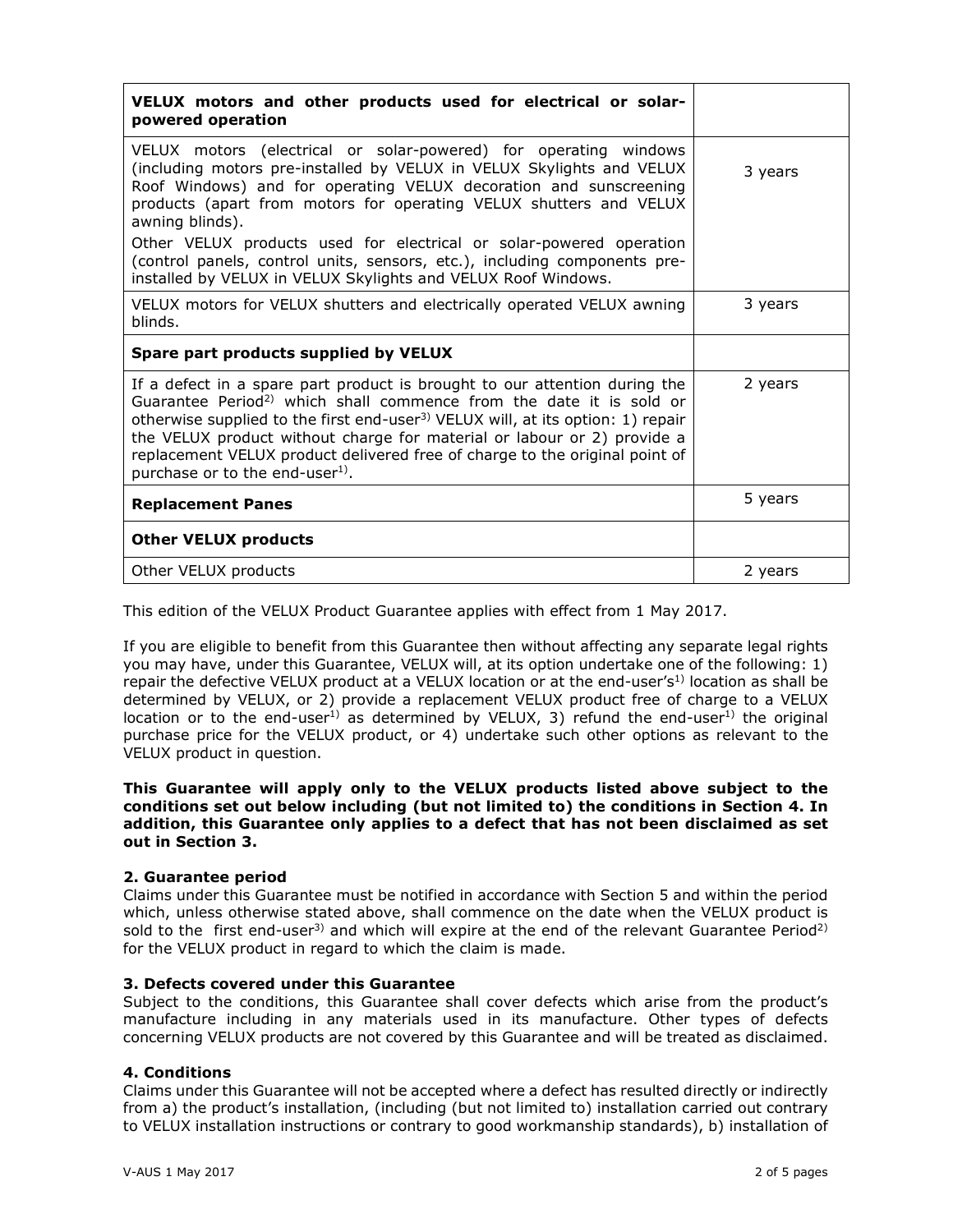| VELUX motors and other products used for electrical or solar-powered operation | |
|---|---|
| VELUX motors (electrical or solar-powered) for operating windows (including motors pre-installed by VELUX in VELUX Skylights and VELUX Roof Windows) and for operating VELUX decoration and sunscreening products (apart from motors for operating VELUX shutters and VELUX awning blinds).<br>Other VELUX products used for electrical or solar-powered operation (control panels, control units, sensors, etc.), including components pre-installed by VELUX in VELUX Skylights and VELUX Roof Windows. | 3 years |
| VELUX motors for VELUX shutters and electrically operated VELUX awning blinds. | 3 years |
| **Spare part products supplied by VELUX** | |
| If a defect in a spare part product is brought to our attention during the Guarantee Period[2] which shall commence from the date it is sold or otherwise supplied to the first end-user[3] VELUX will, at its option: 1) repair the VELUX product without charge for material or labour or 2) provide a replacement VELUX product delivered free of charge to the original point of purchase or to the end-user[1]. | 2 years |
| **Replacement Panes** | 5 years |
| **Other VELUX products** | |
| Other VELUX products | 2 years |

This edition of the VELUX Product Guarantee applies with effect from 1 May 2017.

If you are eligible to benefit from this Guarantee then without affecting any separate legal rights you may have, under this Guarantee, VELUX will, at its option undertake one of the following: 1) repair the defective VELUX product at a VELUX location or at the end-user's[1] location as shall be determined by VELUX, or 2) provide a replacement VELUX product free of charge to a VELUX location or to the end-user[1] as determined by VELUX, 3) refund the end-user[1] the original purchase price for the VELUX product, or 4) undertake such other options as relevant to the VELUX product in question.

**This Guarantee will apply only to the VELUX products listed above subject to the conditions set out below including (but not limited to) the conditions in Section 4. In addition, this Guarantee only applies to a defect that has not been disclaimed as set out in Section 3.**

**2. Guarantee period**

Claims under this Guarantee must be notified in accordance with Section 5 and within the period which, unless otherwise stated above, shall commence on the date when the VELUX product is sold to the first end-user[3] and which will expire at the end of the relevant Guarantee Period[2] for the VELUX product in regard to which the claim is made.

**3. Defects covered under this Guarantee**

Subject to the conditions, this Guarantee shall cover defects which arise from the product's manufacture including in any materials used in its manufacture. Other types of defects concerning VELUX products are not covered by this Guarantee and will be treated as disclaimed.

**4. Conditions**

Claims under this Guarantee will not be accepted where a defect has resulted directly or indirectly from a) the product's installation, (including (but not limited to) installation carried out contrary to VELUX installation instructions or contrary to good workmanship standards), b) installation of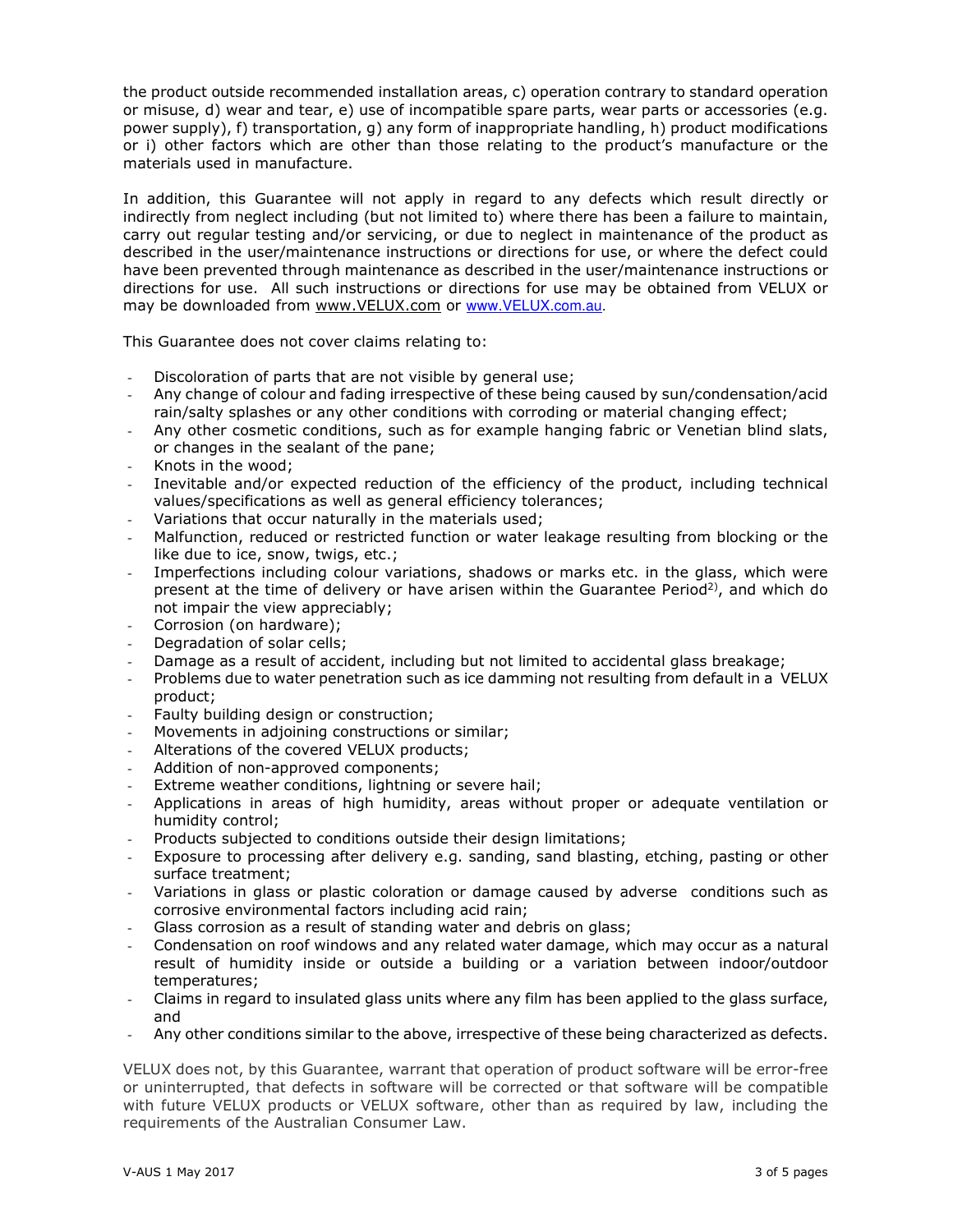the product outside recommended installation areas, c) operation contrary to standard operation or misuse, d) wear and tear, e) use of incompatible spare parts, wear parts or accessories (e.g. power supply), f) transportation, g) any form of inappropriate handling, h) product modifications or i) other factors which are other than those relating to the product's manufacture or the materials used in manufacture.

In addition, this Guarantee will not apply in regard to any defects which result directly or indirectly from neglect including (but not limited to) where there has been a failure to maintain, carry out regular testing and/or servicing, or due to neglect in maintenance of the product as described in the user/maintenance instructions or directions for use, or where the defect could have been prevented through maintenance as described in the user/maintenance instructions or directions for use. All such instructions or directions for use may be obtained from VELUX or may be downloaded from www.VELUX.com or www.VELUX.com.au.

This Guarantee does not cover claims relating to:

- Discoloration of parts that are not visible by general use;
- Any change of colour and fading irrespective of these being caused by sun/condensation/acid rain/salty splashes or any other conditions with corroding or material changing effect;
- Any other cosmetic conditions, such as for example hanging fabric or Venetian blind slats, or changes in the sealant of the pane;
- Knots in the wood;
- Inevitable and/or expected reduction of the efficiency of the product, including technical values/specifications as well as general efficiency tolerances;
- Variations that occur naturally in the materials used;
- Malfunction, reduced or restricted function or water leakage resulting from blocking or the like due to ice, snow, twigs, etc.;
- Imperfections including colour variations, shadows or marks etc. in the glass, which were present at the time of delivery or have arisen within the Guarantee Period[2)], and which do not impair the view appreciably;
- Corrosion (on hardware);
- Degradation of solar cells;
- Damage as a result of accident, including but not limited to accidental glass breakage;
- Problems due to water penetration such as ice damming not resulting from default in a VELUX product;
- Faulty building design or construction;
- Movements in adjoining constructions or similar;
- Alterations of the covered VELUX products;
- Addition of non-approved components;
- Extreme weather conditions, lightning or severe hail;
- Applications in areas of high humidity, areas without proper or adequate ventilation or humidity control;
- Products subjected to conditions outside their design limitations;
- Exposure to processing after delivery e.g. sanding, sand blasting, etching, pasting or other surface treatment;
- Variations in glass or plastic coloration or damage caused by adverse conditions such as corrosive environmental factors including acid rain;
- Glass corrosion as a result of standing water and debris on glass;
- Condensation on roof windows and any related water damage, which may occur as a natural result of humidity inside or outside a building or a variation between indoor/outdoor temperatures;
- Claims in regard to insulated glass units where any film has been applied to the glass surface, and
- Any other conditions similar to the above, irrespective of these being characterized as defects.

VELUX does not, by this Guarantee, warrant that operation of product software will be error-free or uninterrupted, that defects in software will be corrected or that software will be compatible with future VELUX products or VELUX software, other than as required by law, including the requirements of the Australian Consumer Law.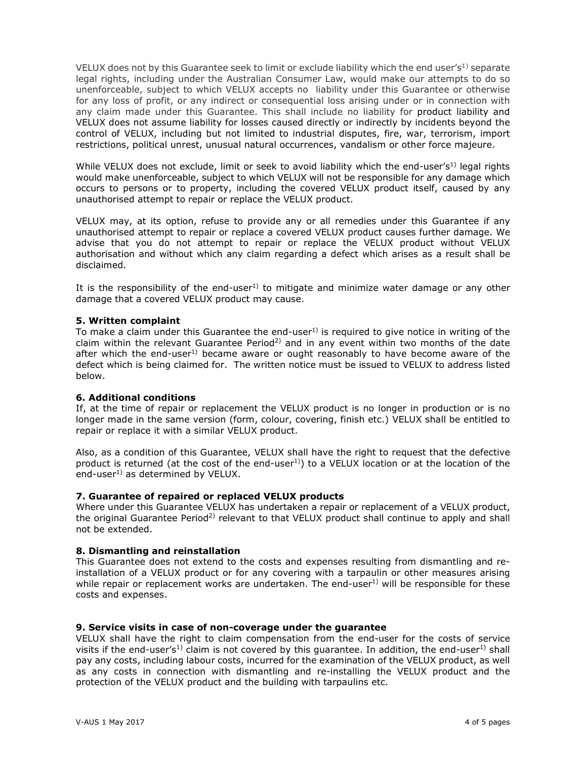VELUX does not by this Guarantee seek to limit or exclude liability which the end user's[1)] separate legal rights, including under the Australian Consumer Law, would make our attempts to do so unenforceable, subject to which VELUX accepts no liability under this Guarantee or otherwise for any loss of profit, or any indirect or consequential loss arising under or in connection with any claim made under this Guarantee. This shall include no liability for product liability and VELUX does not assume liability for losses caused directly or indirectly by incidents beyond the control of VELUX, including but not limited to industrial disputes, fire, war, terrorism, import restrictions, political unrest, unusual natural occurrences, vandalism or other force majeure.

While VELUX does not exclude, limit or seek to avoid liability which the end-user's[1)] legal rights would make unenforceable, subject to which VELUX will not be responsible for any damage which occurs to persons or to property, including the covered VELUX product itself, caused by any unauthorised attempt to repair or replace the VELUX product.

VELUX may, at its option, refuse to provide any or all remedies under this Guarantee if any unauthorised attempt to repair or replace a covered VELUX product causes further damage. We advise that you do not attempt to repair or replace the VELUX product without VELUX authorisation and without which any claim regarding a defect which arises as a result shall be disclaimed.

It is the responsibility of the end-user[1)] to mitigate and minimize water damage or any other damage that a covered VELUX product may cause.

**5. Written complaint**

To make a claim under this Guarantee the end-user[1)] is required to give notice in writing of the claim within the relevant Guarantee Period[2)] and in any event within two months of the date after which the end-user[1)] became aware or ought reasonably to have become aware of the defect which is being claimed for. The written notice must be issued to VELUX to address listed below.

**6. Additional conditions**

If, at the time of repair or replacement the VELUX product is no longer in production or is no longer made in the same version (form, colour, covering, finish etc.) VELUX shall be entitled to repair or replace it with a similar VELUX product.

Also, as a condition of this Guarantee, VELUX shall have the right to request that the defective product is returned (at the cost of the end-user[1)]) to a VELUX location or at the location of the end-user[1)] as determined by VELUX.

**7. Guarantee of repaired or replaced VELUX products**

Where under this Guarantee VELUX has undertaken a repair or replacement of a VELUX product, the original Guarantee Period[2)] relevant to that VELUX product shall continue to apply and shall not be extended.

**8. Dismantling and reinstallation**

This Guarantee does not extend to the costs and expenses resulting from dismantling and re-installation of a VELUX product or for any covering with a tarpaulin or other measures arising while repair or replacement works are undertaken. The end-user[1)] will be responsible for these costs and expenses.

**9. Service visits in case of non-coverage under the guarantee**

VELUX shall have the right to claim compensation from the end-user for the costs of service visits if the end-user's[1)] claim is not covered by this guarantee. In addition, the end-user[1)] shall pay any costs, including labour costs, incurred for the examination of the VELUX product, as well as any costs in connection with dismantling and re-installing the VELUX product and the protection of the VELUX product and the building with tarpaulins etc.

V-AUS 1 May 2017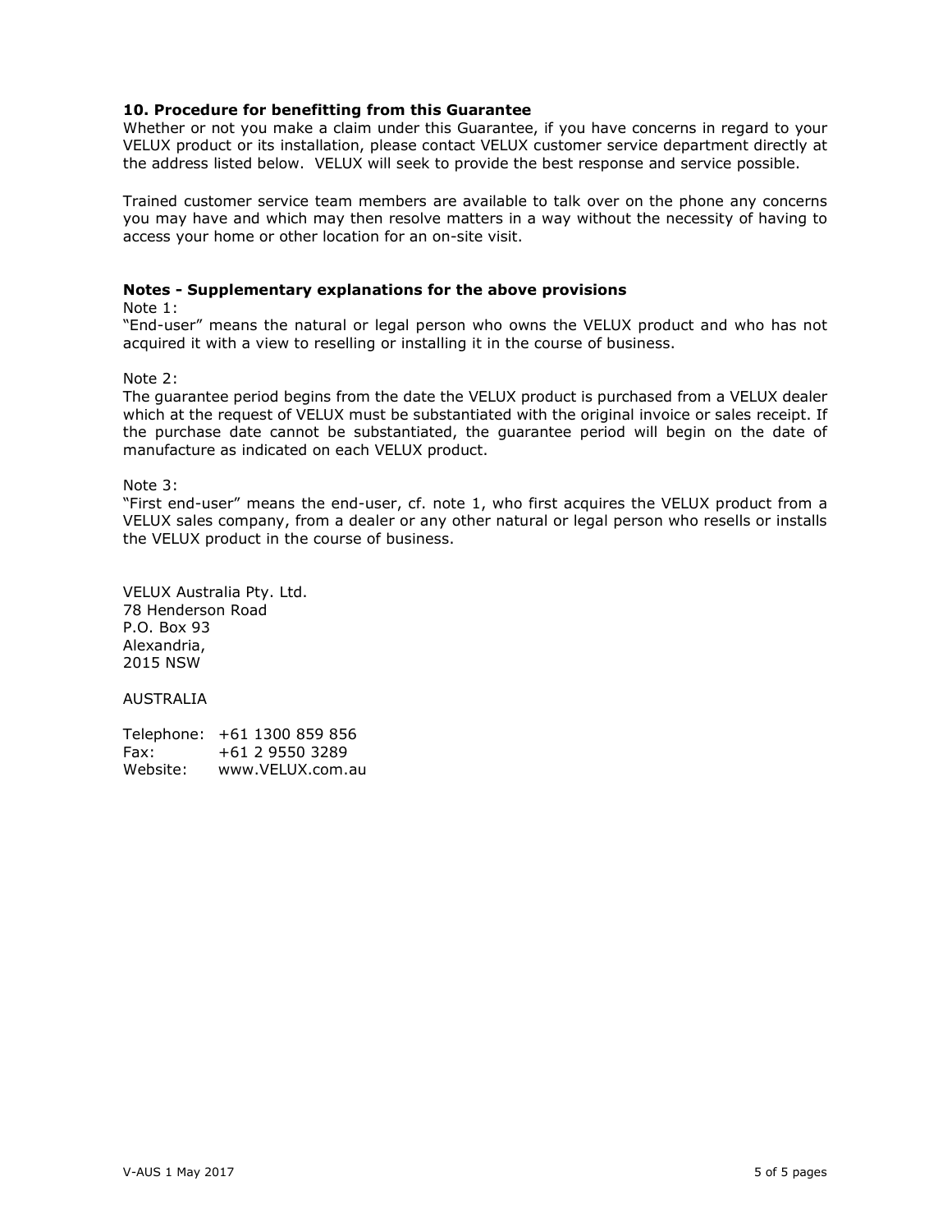**10. Procedure for benefitting from this Guarantee**

Whether or not you make a claim under this Guarantee, if you have concerns in regard to your VELUX product or its installation, please contact VELUX customer service department directly at the address listed below. VELUX will seek to provide the best response and service possible.

Trained customer service team members are available to talk over on the phone any concerns you may have and which may then resolve matters in a way without the necessity of having to access your home or other location for an on-site visit.

**Notes - Supplementary explanations for the above provisions**

Note 1:
"End-user" means the natural or legal person who owns the VELUX product and who has not acquired it with a view to reselling or installing it in the course of business.

Note 2:
The guarantee period begins from the date the VELUX product is purchased from a VELUX dealer which at the request of VELUX must be substantiated with the original invoice or sales receipt. If the purchase date cannot be substantiated, the guarantee period will begin on the date of manufacture as indicated on each VELUX product.

Note 3:
"First end-user" means the end-user, cf. note 1, who first acquires the VELUX product from a VELUX sales company, from a dealer or any other natural or legal person who resells or installs the VELUX product in the course of business.

VELUX Australia Pty. Ltd.
78 Henderson Road
P.O. Box 93
Alexandria,
2015 NSW

AUSTRALIA

Telephone: +61 1300 859 856
Fax: +61 2 9550 3289
Website: www.VELUX.com.au